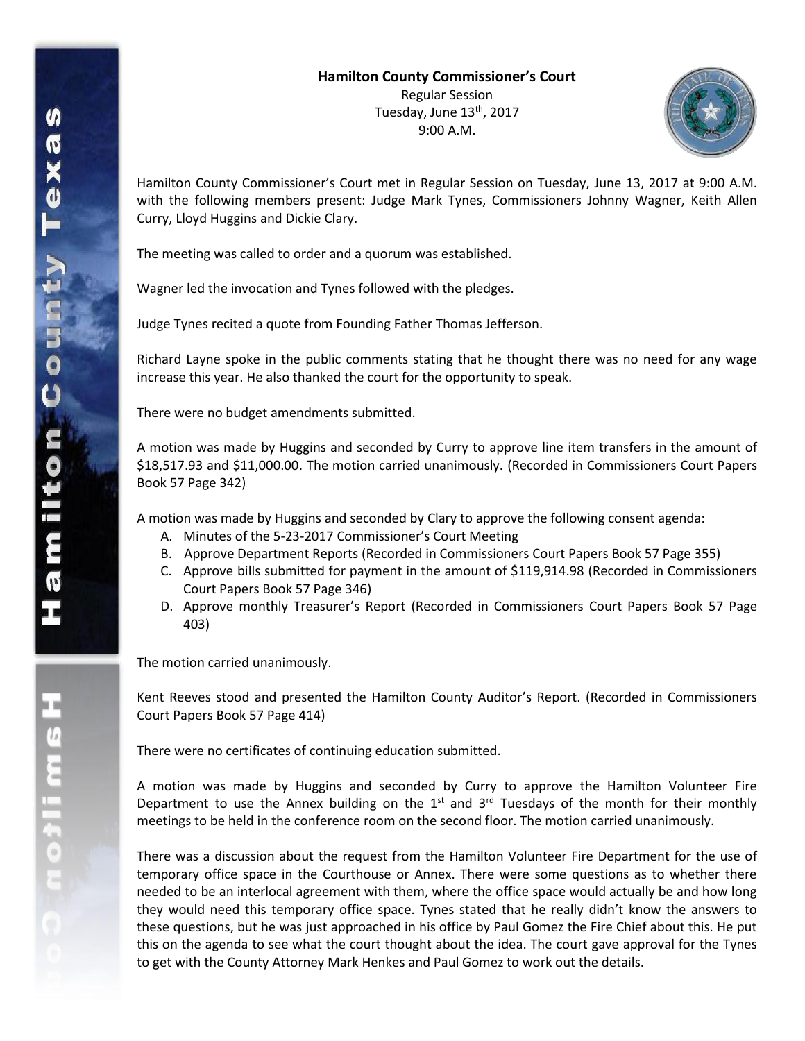**Hamilton County Commissioner's Court**

Regular Session

Tuesday, June 13th, 2017

9:00 A.M.

Hamilton County Commissioner's Court met in Regular Session on Tuesday, June 13, 2017 at 9:00 A.M. with the following members present: Judge Mark Tynes, Commissioners Johnny Wagner, Keith Allen Curry, Lloyd Huggins and Dickie Clary.

The meeting was called to order and a quorum was established.

Wagner led the invocation and Tynes followed with the pledges.

Judge Tynes recited a quote from Founding Father Thomas Jefferson.

Richard Layne spoke in the public comments stating that he thought there was no need for any wage increase this year. He also thanked the court for the opportunity to speak.

There were no budget amendments submitted.

A motion was made by Huggins and seconded by Curry to approve line item transfers in the amount of $18,517.93 and $11,000.00. The motion carried unanimously. (Recorded in Commissioners Court Papers Book 57 Page 342)

A motion was made by Huggins and seconded by Clary to approve the following consent agenda:

A. Minutes of the 5-23-2017 Commissioner's Court Meeting
B. Approve Department Reports (Recorded in Commissioners Court Papers Book 57 Page 355)
C. Approve bills submitted for payment in the amount of $119,914.98 (Recorded in Commissioners Court Papers Book 57 Page 346)
D. Approve monthly Treasurer's Report (Recorded in Commissioners Court Papers Book 57 Page 403)

The motion carried unanimously.

Kent Reeves stood and presented the Hamilton County Auditor's Report. (Recorded in Commissioners Court Papers Book 57 Page 414)

There were no certificates of continuing education submitted.

A motion was made by Huggins and seconded by Curry to approve the Hamilton Volunteer Fire Department to use the Annex building on the 1st and 3rd Tuesdays of the month for their monthly meetings to be held in the conference room on the second floor. The motion carried unanimously.

There was a discussion about the request from the Hamilton Volunteer Fire Department for the use of temporary office space in the Courthouse or Annex. There were some questions as to whether there needed to be an interlocal agreement with them, where the office space would actually be and how long they would need this temporary office space. Tynes stated that he really didn't know the answers to these questions, but he was just approached in his office by Paul Gomez the Fire Chief about this. He put this on the agenda to see what the court thought about the idea. The court gave approval for the Tynes to get with the County Attorney Mark Henkes and Paul Gomez to work out the details.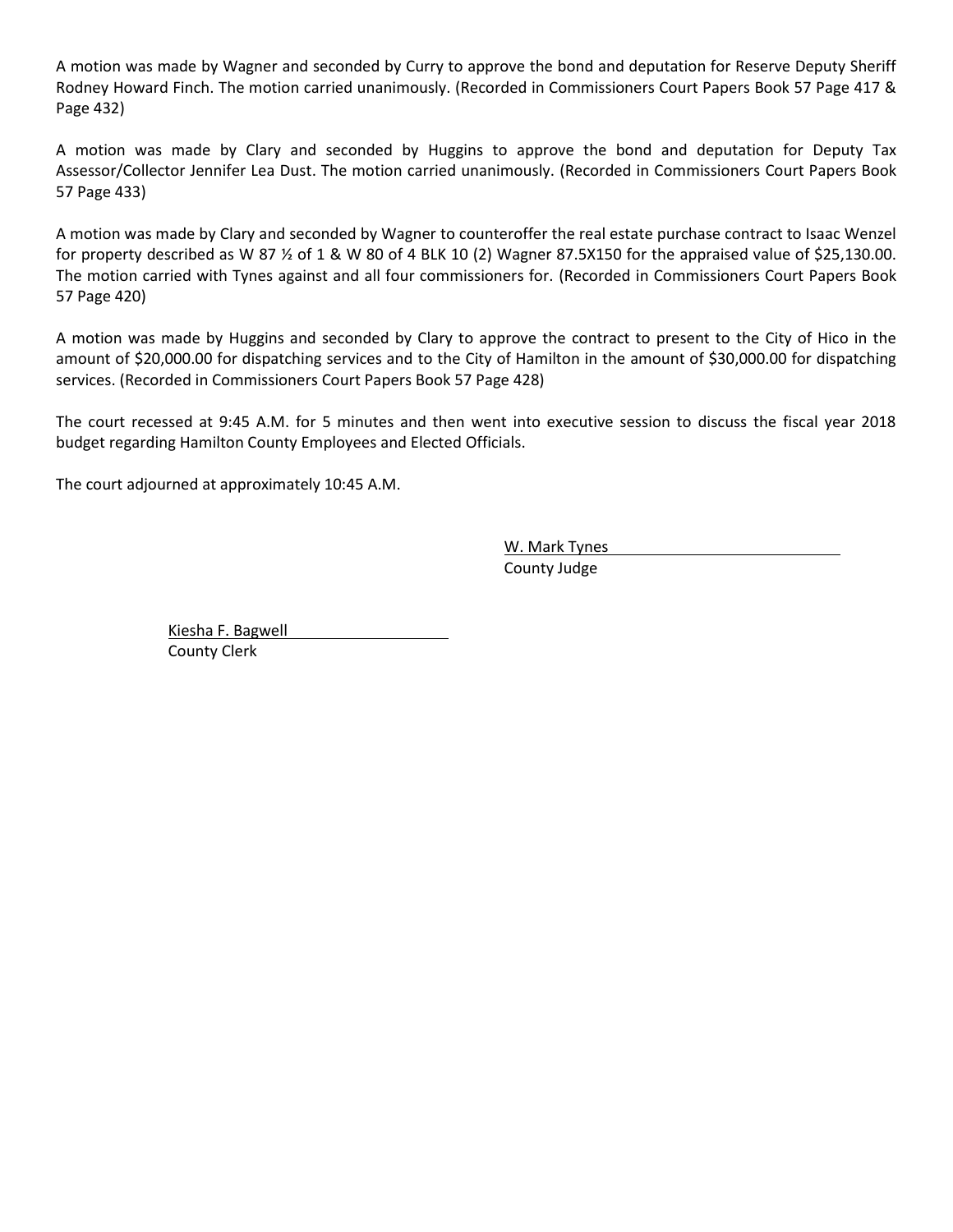A motion was made by Wagner and seconded by Curry to approve the bond and deputation for Reserve Deputy Sheriff Rodney Howard Finch. The motion carried unanimously. (Recorded in Commissioners Court Papers Book 57 Page 417 & Page 432)

A motion was made by Clary and seconded by Huggins to approve the bond and deputation for Deputy Tax Assessor/Collector Jennifer Lea Dust. The motion carried unanimously. (Recorded in Commissioners Court Papers Book 57 Page 433)

A motion was made by Clary and seconded by Wagner to counteroffer the real estate purchase contract to Isaac Wenzel for property described as W 87 ½ of 1 & W 80 of 4 BLK 10 (2) Wagner 87.5X150 for the appraised value of $25,130.00. The motion carried with Tynes against and all four commissioners for. (Recorded in Commissioners Court Papers Book 57 Page 420)

A motion was made by Huggins and seconded by Clary to approve the contract to present to the City of Hico in the amount of $20,000.00 for dispatching services and to the City of Hamilton in the amount of $30,000.00 for dispatching services. (Recorded in Commissioners Court Papers Book 57 Page 428)

The court recessed at 9:45 A.M. for 5 minutes and then went into executive session to discuss the fiscal year 2018 budget regarding Hamilton County Employees and Elected Officials.

The court adjourned at approximately 10:45 A.M.

W. Mark Tynes
County Judge

Kiesha F. Bagwell
County Clerk